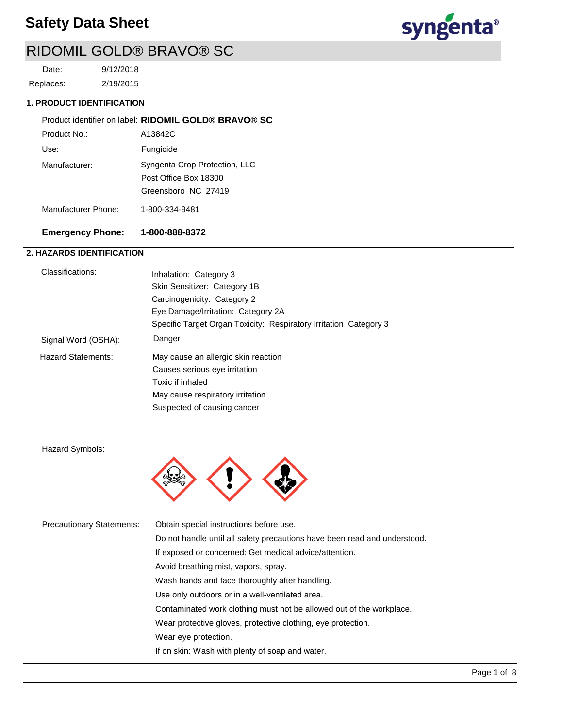# Safety Data Sheet

## RIDOMIL GOLD® BRAVO® SC

Date: 9/12/2018

Replaces: 2/19/2015

### 1. PRODUCT IDENTIFICATION

Product identifier on label: **RIDOMIL GOLD® BRAVO® SC**

Product No.: A13842C

Use: Fungicide

Manufacturer: Syngenta Crop Protection, LLC
Post Office Box 18300
Greensboro NC 27419

Manufacturer Phone: 1-800-334-9481

**Emergency Phone: 1-800-888-8372**

### 2. HAZARDS IDENTIFICATION

Classifications:
Inhalation: Category 3
Skin Sensitizer: Category 1B
Carcinogenicity: Category 2
Eye Damage/Irritation: Category 2A
Specific Target Organ Toxicity: Respiratory Irritation Category 3

Signal Word (OSHA): Danger

Hazard Statements:
May cause an allergic skin reaction
Causes serious eye irritation
Toxic if inhaled
May cause respiratory irritation
Suspected of causing cancer

Hazard Symbols:

Precautionary Statements:
Obtain special instructions before use.
Do not handle until all safety precautions have been read and understood.
If exposed or concerned: Get medical advice/attention.
Avoid breathing mist, vapors, spray.
Wash hands and face thoroughly after handling.
Use only outdoors or in a well-ventilated area.
Contaminated work clothing must not be allowed out of the workplace.
Wear protective gloves, protective clothing, eye protection.
Wear eye protection.
If on skin: Wash with plenty of soap and water.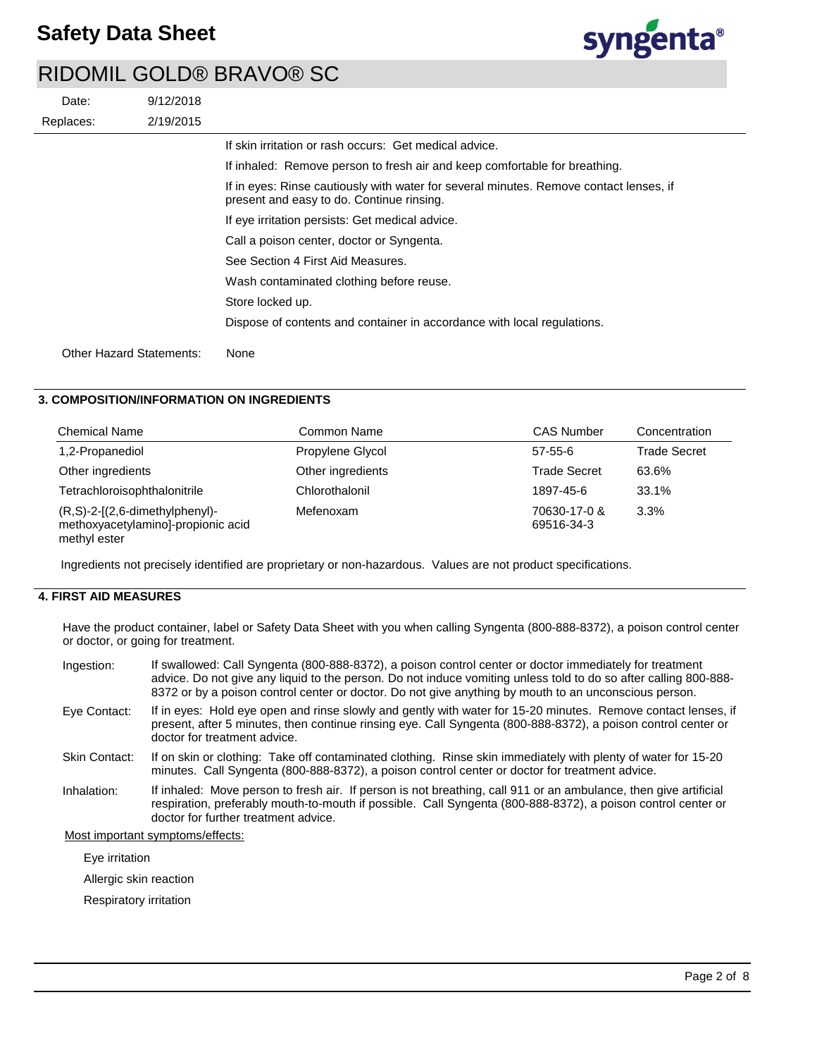If skin irritation or rash occurs: Get medical advice.

If inhaled: Remove person to fresh air and keep comfortable for breathing.

If in eyes: Rinse cautiously with water for several minutes. Remove contact lenses, if present and easy to do. Continue rinsing.

If eye irritation persists: Get medical advice.

Call a poison center, doctor or Syngenta.

See Section 4 First Aid Measures.

Wash contaminated clothing before reuse.

Store locked up.

Dispose of contents and container in accordance with local regulations.

Other Hazard Statements: None

## 3. COMPOSITION/INFORMATION ON INGREDIENTS

| Chemical Name | Common Name | CAS Number | Concentration |
|---|---|---|---|
| 1,2-Propanediol | Propylene Glycol | 57-55-6 | Trade Secret |
| Other ingredients | Other ingredients | Trade Secret | 63.6% |
| Tetrachloroisophthalonitrile | Chlorothalonil | 1897-45-6 | 33.1% |
| (R,S)-2-[(2,6-dimethylphenyl)-methoxyacetylamino]-propionic acid methyl ester | Mefenoxam | 70630-17-0 & 69516-34-3 | 3.3% |

Ingredients not precisely identified are proprietary or non-hazardous. Values are not product specifications.

## 4. FIRST AID MEASURES

Have the product container, label or Safety Data Sheet with you when calling Syngenta (800-888-8372), a poison control center or doctor, or going for treatment.

Ingestion: If swallowed: Call Syngenta (800-888-8372), a poison control center or doctor immediately for treatment advice. Do not give any liquid to the person. Do not induce vomiting unless told to do so after calling 800-888-8372 or by a poison control center or doctor. Do not give anything by mouth to an unconscious person.

Eye Contact: If in eyes: Hold eye open and rinse slowly and gently with water for 15-20 minutes. Remove contact lenses, if present, after 5 minutes, then continue rinsing eye. Call Syngenta (800-888-8372), a poison control center or doctor for treatment advice.

Skin Contact: If on skin or clothing: Take off contaminated clothing. Rinse skin immediately with plenty of water for 15-20 minutes. Call Syngenta (800-888-8372), a poison control center or doctor for treatment advice.

Inhalation: If inhaled: Move person to fresh air. If person is not breathing, call 911 or an ambulance, then give artificial respiration, preferably mouth-to-mouth if possible. Call Syngenta (800-888-8372), a poison control center or doctor for further treatment advice.

Most important symptoms/effects:

Eye irritation

Allergic skin reaction

Respiratory irritation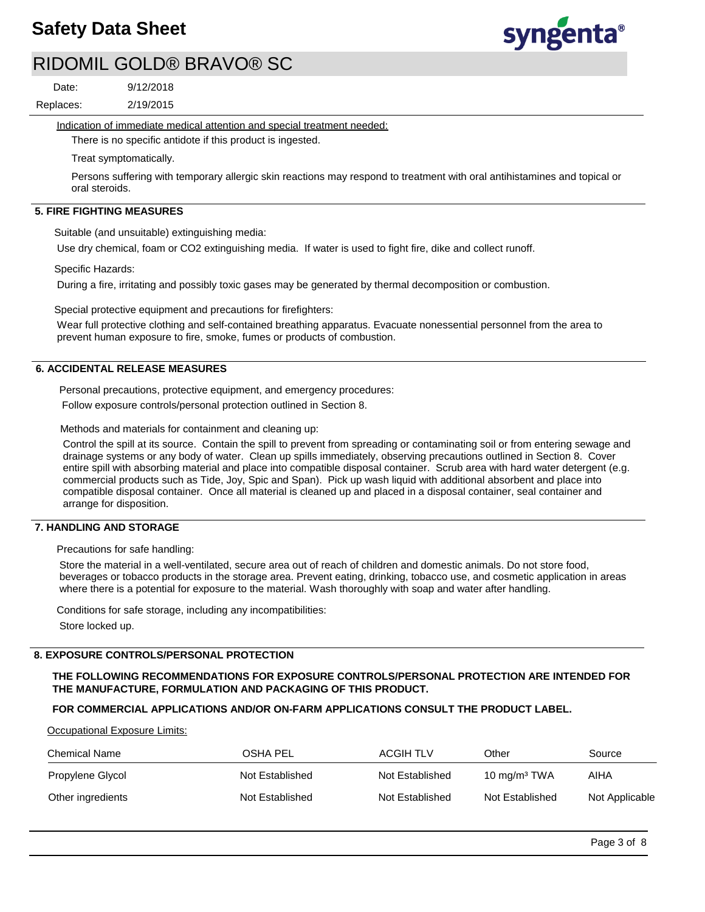Indication of immediate medical attention and special treatment needed:

There is no specific antidote if this product is ingested.

Treat symptomatically.

Persons suffering with temporary allergic skin reactions may respond to treatment with oral antihistamines and topical or oral steroids.

## 5. FIRE FIGHTING MEASURES

Suitable (and unsuitable) extinguishing media:

Use dry chemical, foam or $CO_2$ extinguishing media. If water is used to fight fire, dike and collect runoff.

Specific Hazards:

During a fire, irritating and possibly toxic gases may be generated by thermal decomposition or combustion.

Special protective equipment and precautions for firefighters:

Wear full protective clothing and self-contained breathing apparatus. Evacuate nonessential personnel from the area to prevent human exposure to fire, smoke, fumes or products of combustion.

## 6. ACCIDENTAL RELEASE MEASURES

Personal precautions, protective equipment, and emergency procedures:

Follow exposure controls/personal protection outlined in Section 8.

Methods and materials for containment and cleaning up:

Control the spill at its source. Contain the spill to prevent from spreading or contaminating soil or from entering sewage and drainage systems or any body of water. Clean up spills immediately, observing precautions outlined in Section 8. Cover entire spill with absorbing material and place into compatible disposal container. Scrub area with hard water detergent (e.g. commercial products such as Tide, Joy, Spic and Span). Pick up wash liquid with additional absorbent and place into compatible disposal container. Once all material is cleaned up and placed in a disposal container, seal container and arrange for disposition.

## 7. HANDLING AND STORAGE

Precautions for safe handling:

Store the material in a well-ventilated, secure area out of reach of children and domestic animals. Do not store food, beverages or tobacco products in the storage area. Prevent eating, drinking, tobacco use, and cosmetic application in areas where there is a potential for exposure to the material. Wash thoroughly with soap and water after handling.

Conditions for safe storage, including any incompatibilities:

Store locked up.

## 8. EXPOSURE CONTROLS/PERSONAL PROTECTION

**THE FOLLOWING RECOMMENDATIONS FOR EXPOSURE CONTROLS/PERSONAL PROTECTION ARE INTENDED FOR THE MANUFACTURE, FORMULATION AND PACKAGING OF THIS PRODUCT.**

**FOR COMMERCIAL APPLICATIONS AND/OR ON-FARM APPLICATIONS CONSULT THE PRODUCT LABEL.**

Occupational Exposure Limits:

| Chemical Name | OSHA PEL | ACGIH TLV | Other | Source |
|---|---|---|---|---|
| Propylene Glycol | Not Established | Not Established | 10 mg/m³ TWA | AIHA |
| Other ingredients | Not Established | Not Established | Not Established | Not Applicable |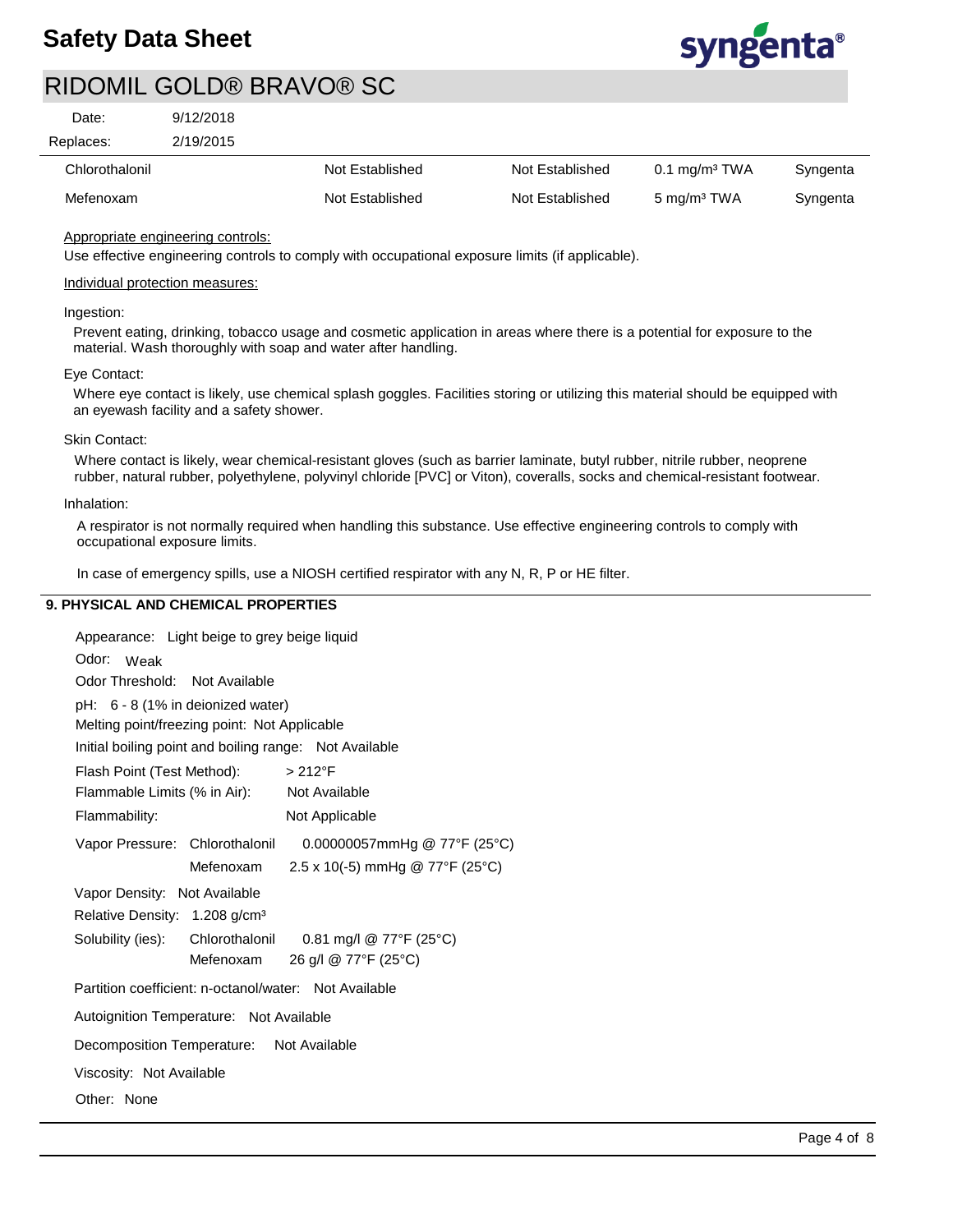| | | | | |
|---|---|---|---|---|
| Chlorothalonil | Not Established | Not Established | 0.1 mg/m³ TWA | Syngenta |
| Mefenoxam | Not Established | Not Established | 5 mg/m³ TWA | Syngenta |

Appropriate engineering controls:

Use effective engineering controls to comply with occupational exposure limits (if applicable).

Individual protection measures:

Ingestion:

Prevent eating, drinking, tobacco usage and cosmetic application in areas where there is a potential for exposure to the material. Wash thoroughly with soap and water after handling.

Eye Contact:

Where eye contact is likely, use chemical splash goggles. Facilities storing or utilizing this material should be equipped with an eyewash facility and a safety shower.

Skin Contact:

Where contact is likely, wear chemical-resistant gloves (such as barrier laminate, butyl rubber, nitrile rubber, neoprene rubber, natural rubber, polyethylene, polyvinyl chloride [PVC] or Viton), coveralls, socks and chemical-resistant footwear.

Inhalation:

A respirator is not normally required when handling this substance. Use effective engineering controls to comply with occupational exposure limits.

In case of emergency spills, use a NIOSH certified respirator with any N, R, P or HE filter.

## 9. PHYSICAL AND CHEMICAL PROPERTIES

Appearance: Light beige to grey beige liquid

Odor: Weak

Odor Threshold: Not Available

pH: 6 - 8 (1% in deionized water)

Melting point/freezing point: Not Applicable

Initial boiling point and boiling range: Not Available

Flash Point (Test Method): > 212°F

Flammable Limits (% in Air): Not Available

Flammability: Not Applicable

Vapor Pressure: Chlorothalonil 0.00000057mmHg @ 77°F (25°C)
Mefenoxam 2.5 x 10(-5) mmHg @ 77°F (25°C)

Vapor Density: Not Available

Relative Density: 1.208 g/cm³

Solubility (ies): Chlorothalonil 0.81 mg/l @ 77°F (25°C)
Mefenoxam 26 g/l @ 77°F (25°C)

Partition coefficient: n-octanol/water: Not Available

Autoignition Temperature: Not Available

Decomposition Temperature: Not Available

Viscosity: Not Available

Other: None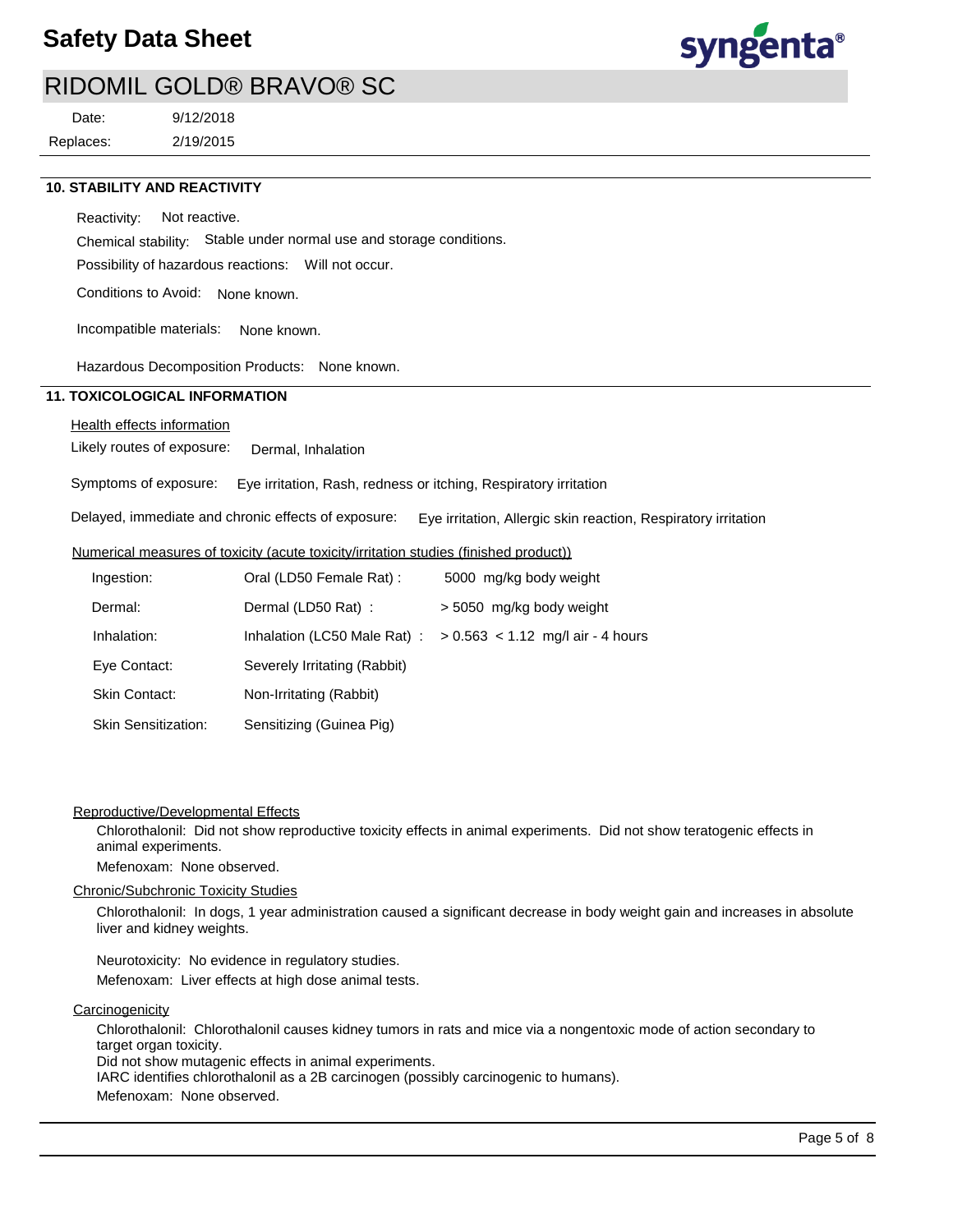## 10. STABILITY AND REACTIVITY

Reactivity: Not reactive.

Chemical stability: Stable under normal use and storage conditions.

Possibility of hazardous reactions: Will not occur.

Conditions to Avoid: None known.

Incompatible materials: None known.

Hazardous Decomposition Products: None known.

## 11. TOXICOLOGICAL INFORMATION

Health effects information

Likely routes of exposure: Dermal, Inhalation

Symptoms of exposure: Eye irritation, Rash, redness or itching, Respiratory irritation

Delayed, immediate and chronic effects of exposure: Eye irritation, Allergic skin reaction, Respiratory irritation

Numerical measures of toxicity (acute toxicity/irritation studies (finished product))

| | | |
|---|---|---|
| Ingestion: | Oral (LD50 Female Rat) : | 5000 mg/kg body weight |
| Dermal: | Dermal (LD50 Rat) : | > 5050 mg/kg body weight |
| Inhalation: | Inhalation (LC50 Male Rat) : | > 0.563 < 1.12 mg/l air - 4 hours |
| Eye Contact: | Severely Irritating (Rabbit) | |
| Skin Contact: | Non-Irritating (Rabbit) | |
| Skin Sensitization: | Sensitizing (Guinea Pig) | |

Reproductive/Developmental Effects

Chlorothalonil: Did not show reproductive toxicity effects in animal experiments. Did not show teratogenic effects in animal experiments.

Mefenoxam: None observed.

Chronic/Subchronic Toxicity Studies

Chlorothalonil: In dogs, 1 year administration caused a significant decrease in body weight gain and increases in absolute liver and kidney weights.

Neurotoxicity: No evidence in regulatory studies.

Mefenoxam: Liver effects at high dose animal tests.

Carcinogenicity

Chlorothalonil: Chlorothalonil causes kidney tumors in rats and mice via a nongentoxic mode of action secondary to target organ toxicity.
Did not show mutagenic effects in animal experiments.
IARC identifies chlorothalonil as a 2B carcinogen (possibly carcinogenic to humans).
Mefenoxam: None observed.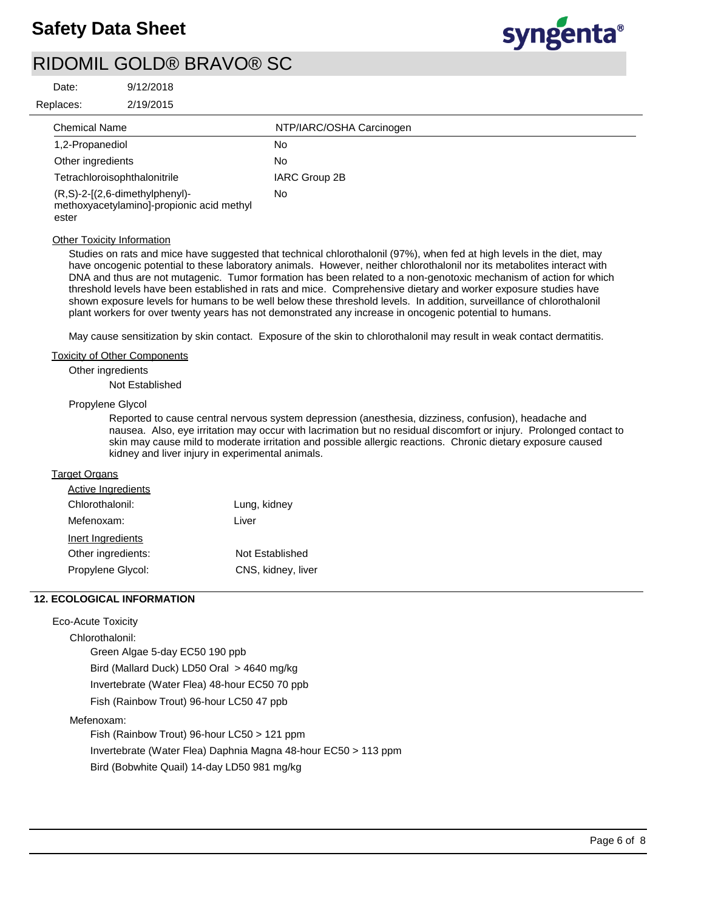| Chemical Name | NTP/IARC/OSHA Carcinogen |
|---|---|
| 1,2-Propanediol | No |
| Other ingredients | No |
| Tetrachloroisophthalonitrile | IARC Group 2B |
| (R,S)-2-[(2,6-dimethylphenyl)-methoxyacetylamino]-propionic acid methyl ester | No |

Other Toxicity Information

Studies on rats and mice have suggested that technical chlorothalonil (97%), when fed at high levels in the diet, may have oncogenic potential to these laboratory animals. However, neither chlorothalonil nor its metabolites interact with DNA and thus are not mutagenic. Tumor formation has been related to a non-genotoxic mechanism of action for which threshold levels have been established in rats and mice. Comprehensive dietary and worker exposure studies have shown exposure levels for humans to be well below these threshold levels. In addition, surveillance of chlorothalonil plant workers for over twenty years has not demonstrated any increase in oncogenic potential to humans.

May cause sensitization by skin contact. Exposure of the skin to chlorothalonil may result in weak contact dermatitis.

Toxicity of Other Components

Other ingredients

Not Established

Propylene Glycol

Reported to cause central nervous system depression (anesthesia, dizziness, confusion), headache and nausea. Also, eye irritation may occur with lacrimation but no residual discomfort or injury. Prolonged contact to skin may cause mild to moderate irritation and possible allergic reactions. Chronic dietary exposure caused kidney and liver injury in experimental animals.

Target Organs

Active Ingredients

| | |
|---|---|
| Chlorothalonil: | Lung, kidney |
| Mefenoxam: | Liver |

Inert Ingredients

| | |
|---|---|
| Other ingredients: | Not Established |
| Propylene Glycol: | CNS, kidney, liver |

## 12. ECOLOGICAL INFORMATION

Eco-Acute Toxicity

Chlorothalonil:

Green Algae 5-day EC50 190 ppb

Bird (Mallard Duck) LD50 Oral > 4640 mg/kg

Invertebrate (Water Flea) 48-hour EC50 70 ppb

Fish (Rainbow Trout) 96-hour LC50 47 ppb

Mefenoxam:

Fish (Rainbow Trout) 96-hour LC50 > 121 ppm

Invertebrate (Water Flea) Daphnia Magna 48-hour EC50 > 113 ppm

Bird (Bobwhite Quail) 14-day LD50 981 mg/kg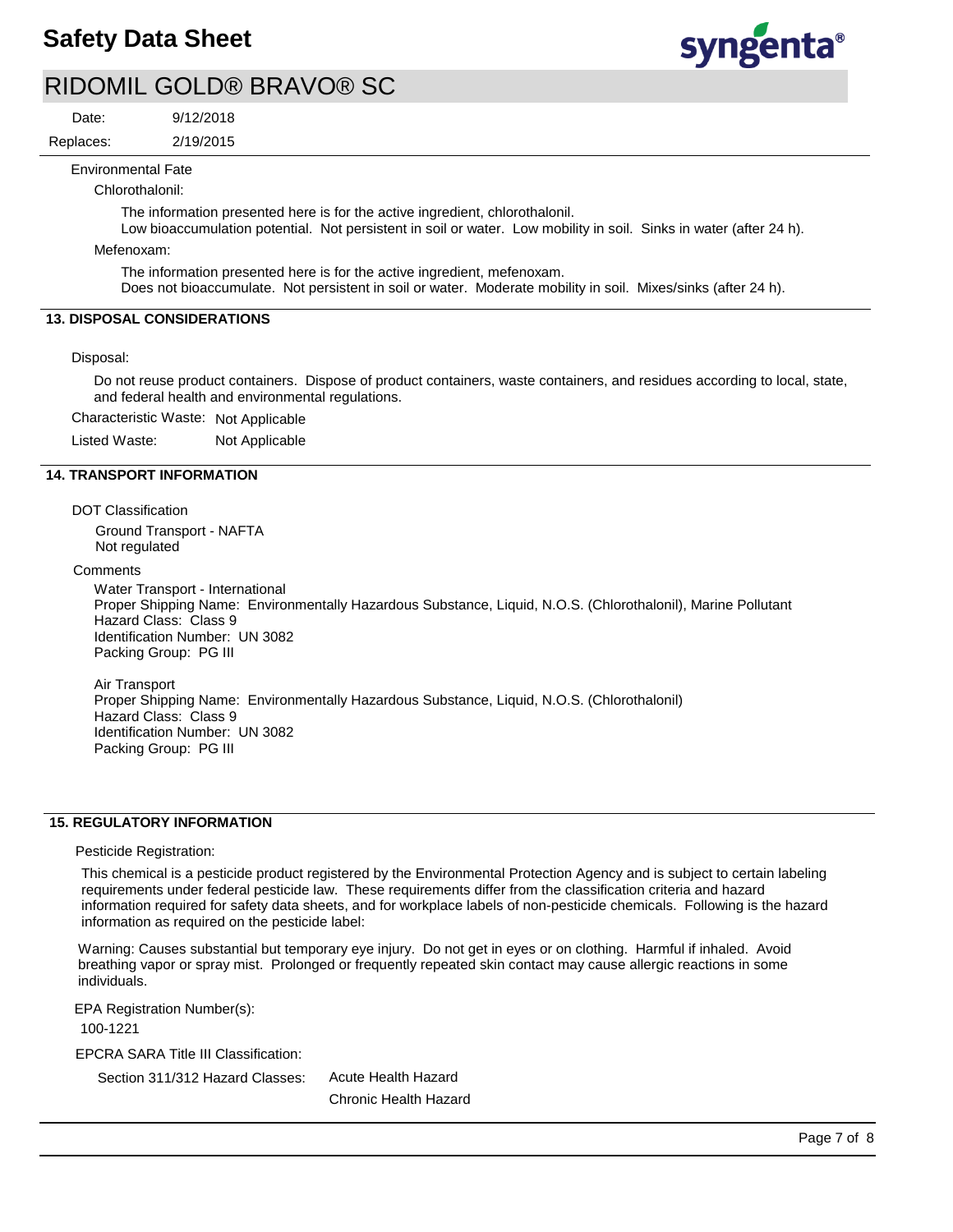Environmental Fate

Chlorothalonil:

The information presented here is for the active ingredient, chlorothalonil.
Low bioaccumulation potential. Not persistent in soil or water. Low mobility in soil. Sinks in water (after 24 h).

Mefenoxam:

The information presented here is for the active ingredient, mefenoxam.
Does not bioaccumulate. Not persistent in soil or water. Moderate mobility in soil. Mixes/sinks (after 24 h).

## 13. DISPOSAL CONSIDERATIONS

Disposal:

Do not reuse product containers. Dispose of product containers, waste containers, and residues according to local, state, and federal health and environmental regulations.

Characteristic Waste: Not Applicable

Listed Waste: Not Applicable

## 14. TRANSPORT INFORMATION

DOT Classification

Ground Transport - NAFTA
Not regulated

Comments

Water Transport - International
Proper Shipping Name: Environmentally Hazardous Substance, Liquid, N.O.S. (Chlorothalonil), Marine Pollutant
Hazard Class: Class 9
Identification Number: UN 3082
Packing Group: PG III

Air Transport
Proper Shipping Name: Environmentally Hazardous Substance, Liquid, N.O.S. (Chlorothalonil)
Hazard Class: Class 9
Identification Number: UN 3082
Packing Group: PG III

## 15. REGULATORY INFORMATION

Pesticide Registration:

This chemical is a pesticide product registered by the Environmental Protection Agency and is subject to certain labeling requirements under federal pesticide law. These requirements differ from the classification criteria and hazard information required for safety data sheets, and for workplace labels of non-pesticide chemicals. Following is the hazard information as required on the pesticide label:

Warning: Causes substantial but temporary eye injury. Do not get in eyes or on clothing. Harmful if inhaled. Avoid breathing vapor or spray mist. Prolonged or frequently repeated skin contact may cause allergic reactions in some individuals.

EPA Registration Number(s):
100-1221

EPCRA SARA Title III Classification:

Section 311/312 Hazard Classes: Acute Health Hazard
Chronic Health Hazard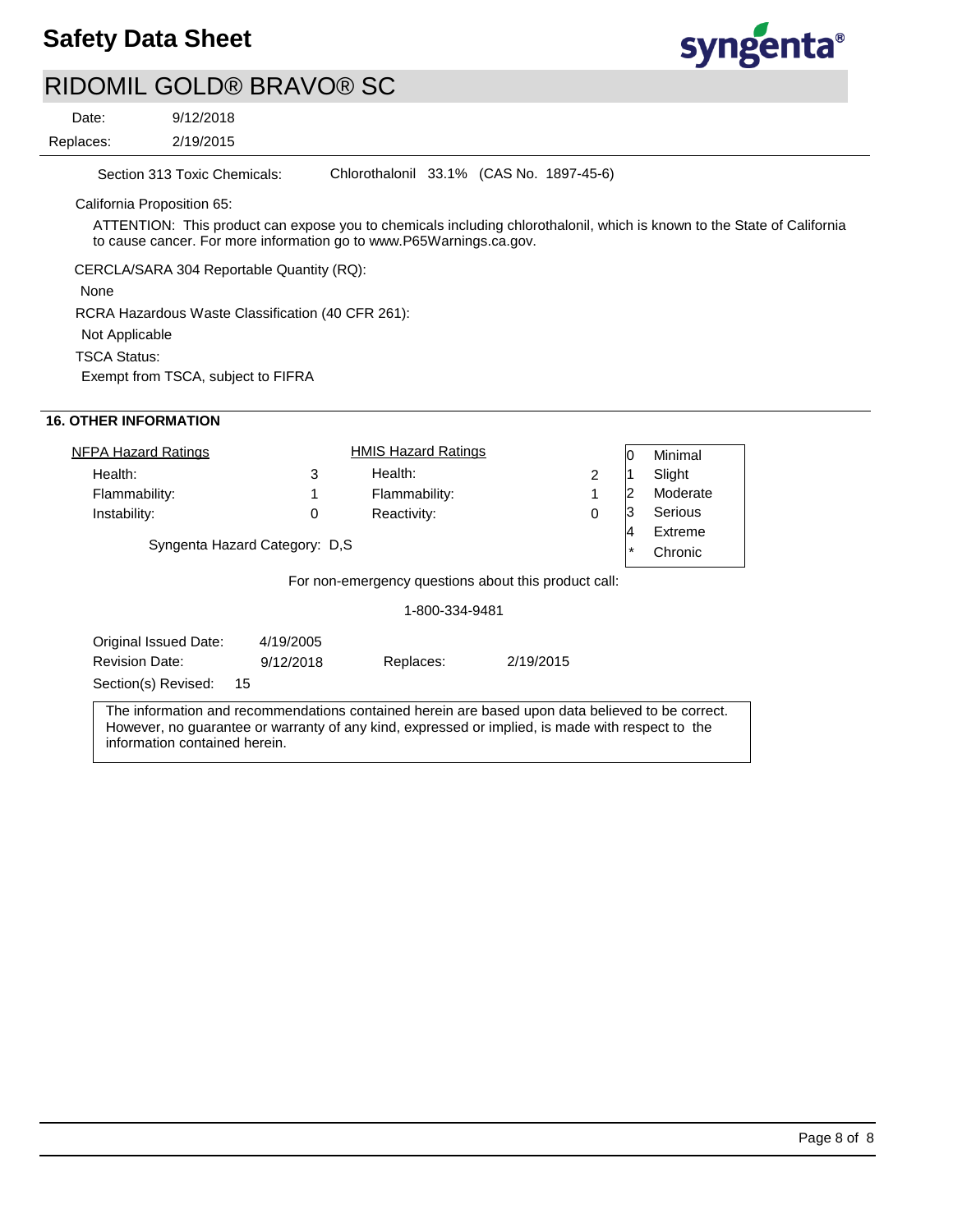Section 313 Toxic Chemicals: Chlorothalonil 33.1% (CAS No. 1897-45-6)

California Proposition 65:

ATTENTION: This product can expose you to chemicals including chlorothalonil, which is known to the State of California to cause cancer. For more information go to www.P65Warnings.ca.gov.

CERCLA/SARA 304 Reportable Quantity (RQ):

None

RCRA Hazardous Waste Classification (40 CFR 261):

Not Applicable

TSCA Status:

Exempt from TSCA, subject to FIFRA

## 16. OTHER INFORMATION

| NFPA Hazard Ratings | | HMIS Hazard Ratings | |
|---|---|---|---|
| Health: | 3 | Health: | 2 |
| Flammability: | 1 | Flammability: | 1 |
| Instability: | 0 | Reactivity: | 0 |

| | |
|---|---|
| 0 | Minimal |
| 1 | Slight |
| 2 | Moderate |
| 3 | Serious |
| 4 | Extreme |
| * | Chronic |

Syngenta Hazard Category: D,S

For non-emergency questions about this product call:

1-800-334-9481

Original Issued Date: 4/19/2005

Revision Date: 9/12/2018 Replaces: 2/19/2015

Section(s) Revised: 15

The information and recommendations contained herein are based upon data believed to be correct. However, no guarantee or warranty of any kind, expressed or implied, is made with respect to the information contained herein.